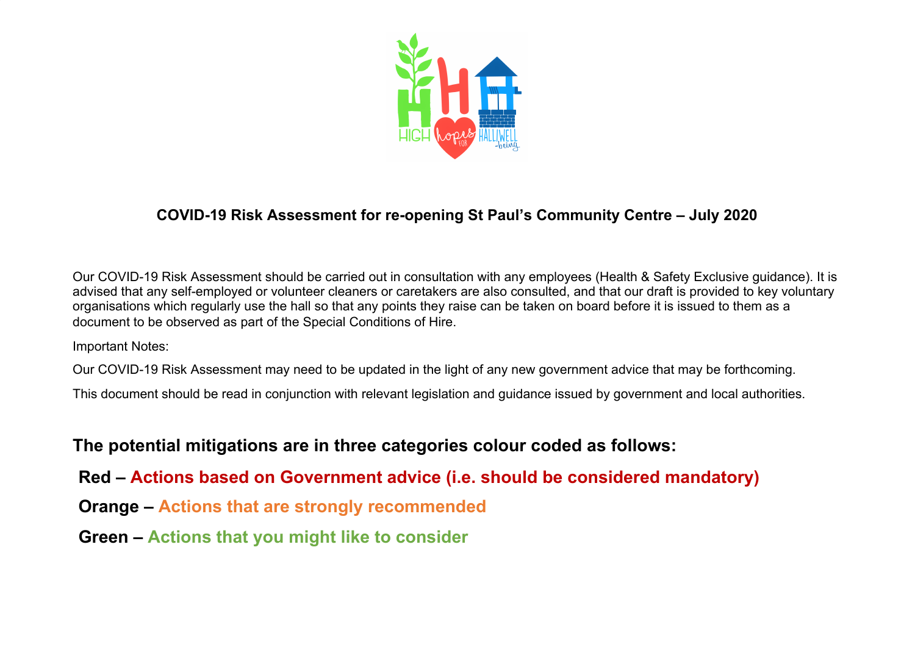# COVID-19 Risk Assessment for re-opening St Paul's Community Centre – July 2020

Our COVID-19 Risk Assessment should be carried out in consultation with any employees (Health & Safety Exclusive guidance). It is advised that any self-employed or volunteer cleaners or caretakers are also consulted, and that our draft is provided to key voluntary organisations which regularly use the hall so that any points they raise can be taken on board before it is issued to them as a document to be observed as part of the Special Conditions of Hire.

Important Notes:

Our COVID-19 Risk Assessment may need to be updated in the light of any new government advice that may be forthcoming.

This document should be read in conjunction with relevant legislation and guidance issued by government and local authorities.

## The potential mitigations are in three categories colour coded as follows:

**Red – Actions based on Government advice (i.e. should be considered mandatory)**

**Orange – Actions that are strongly recommended**

**Green – Actions that you might like to consider**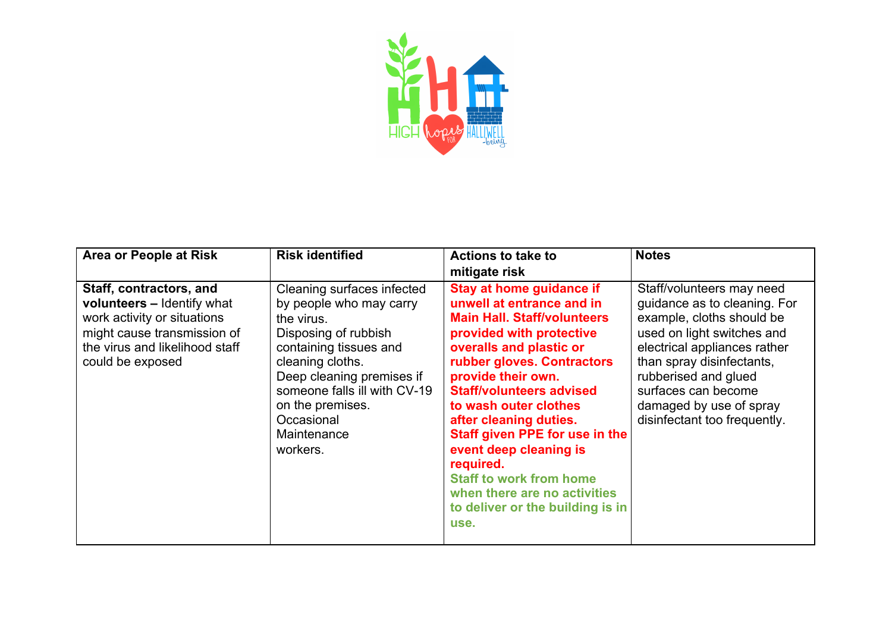| Area or People at Risk | Risk identified | Actions to take to mitigate risk | Notes |
|---|---|---|---|
| **Staff, contractors, and volunteers –** Identify what work activity or situations might cause transmission of the virus and likelihood staff could be exposed | Cleaning surfaces infected by people who may carry the virus. Disposing of rubbish containing tissues and cleaning cloths. Deep cleaning premises if someone falls ill with CV-19 on the premises. Occasional Maintenance workers. | **Stay at home guidance if unwell at entrance and in Main Hall. Staff/volunteers provided with protective overalls and plastic or rubber gloves. Contractors provide their own. Staff/volunteers advised to wash outer clothes after cleaning duties. Staff given PPE for use in the event deep cleaning is required. Staff to work from home when there are no activities to deliver or the building is in use.** | Staff/volunteers may need guidance as to cleaning. For example, cloths should be used on light switches and electrical appliances rather than spray disinfectants, rubberised and glued surfaces can become damaged by use of spray disinfectant too frequently. |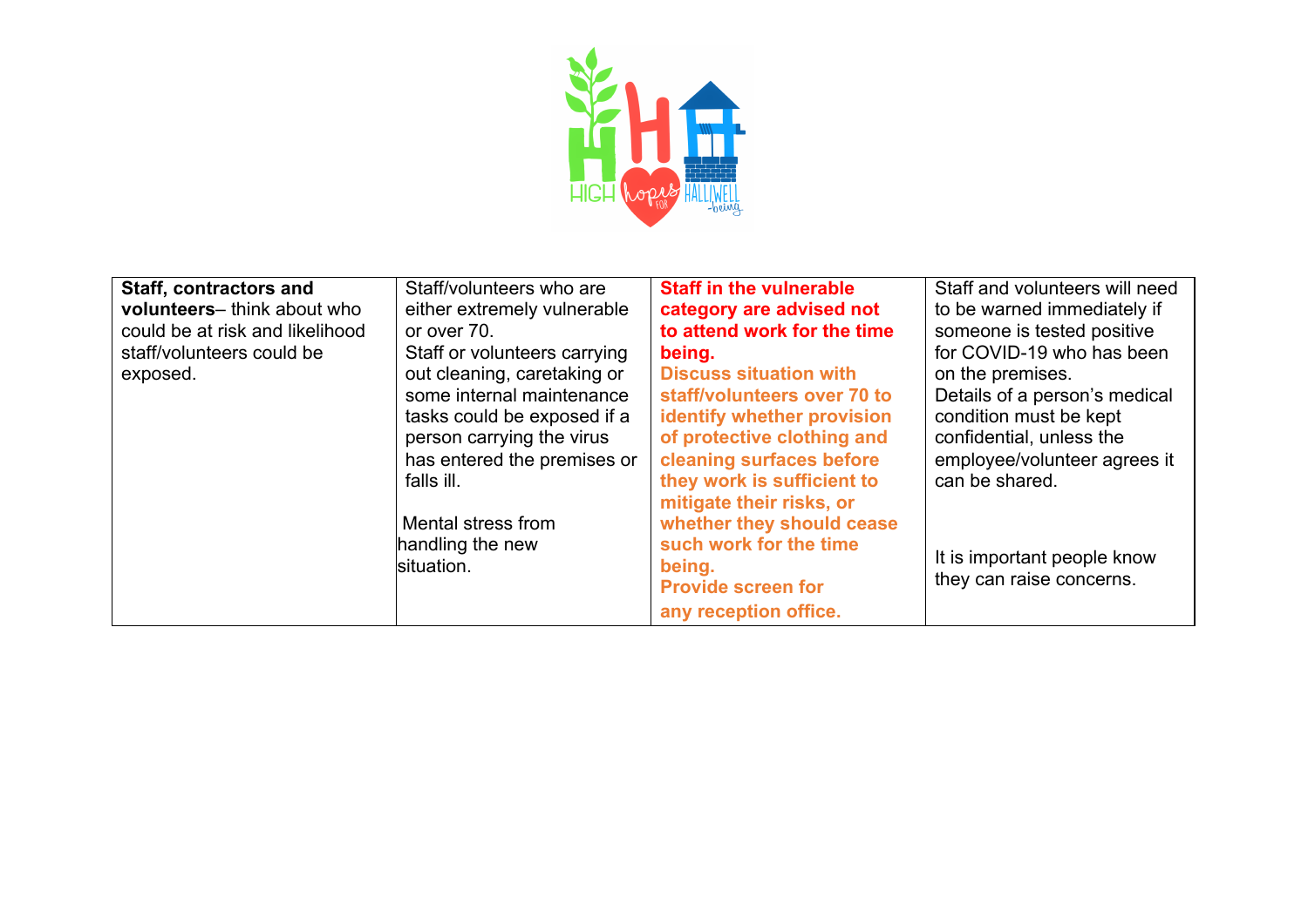| **Staff, contractors and volunteers**– think about who could be at risk and likelihood staff/volunteers could be exposed. | Staff/volunteers who are either extremely vulnerable or over 70.<br>Staff or volunteers carrying out cleaning, caretaking or some internal maintenance tasks could be exposed if a person carrying the virus has entered the premises or falls ill.<br><br>Mental stress from handling the new situation. | **Staff in the vulnerable category are advised not to attend work for the time being.**<br>**Discuss situation with staff/volunteers over 70 to identify whether provision of protective clothing and cleaning surfaces before they work is sufficient to mitigate their risks, or whether they should cease such work for the time being.**<br>**Provide screen for any reception office.** | Staff and volunteers will need to be warned immediately if someone is tested positive for COVID-19 who has been on the premises.<br>Details of a person's medical condition must be kept confidential, unless the employee/volunteer agrees it can be shared.<br><br>It is important people know they can raise concerns. |
|---|---|---|---|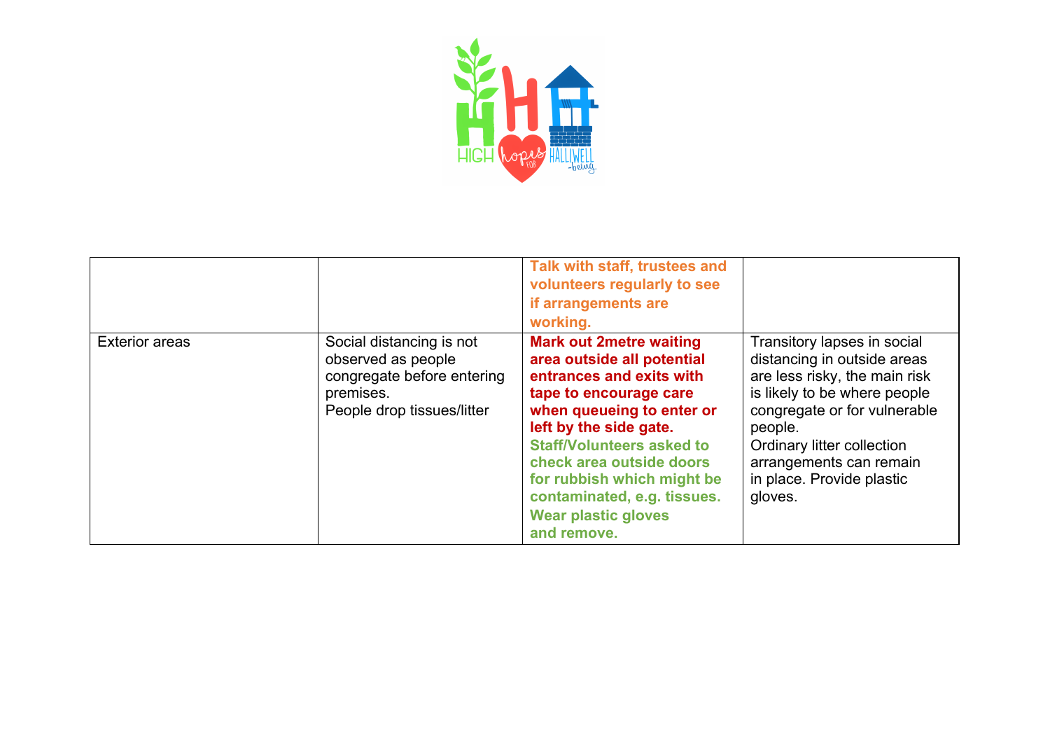| | | | |
|---|---|---|---|
| | | **Talk with staff, trustees and volunteers regularly to see if arrangements are working.** | |
| Exterior areas | Social distancing is not observed as people congregate before entering premises.<br>People drop tissues/litter | **Mark out 2metre waiting area outside all potential entrances and exits with tape to encourage care when queueing to enter or left by the side gate.**<br>**Staff/Volunteers asked to check area outside doors for rubbish which might be contaminated, e.g. tissues.**<br>**Wear plastic gloves and remove.** | Transitory lapses in social distancing in outside areas are less risky, the main risk is likely to be where people congregate or for vulnerable people.<br>Ordinary litter collection arrangements can remain in place. Provide plastic gloves. |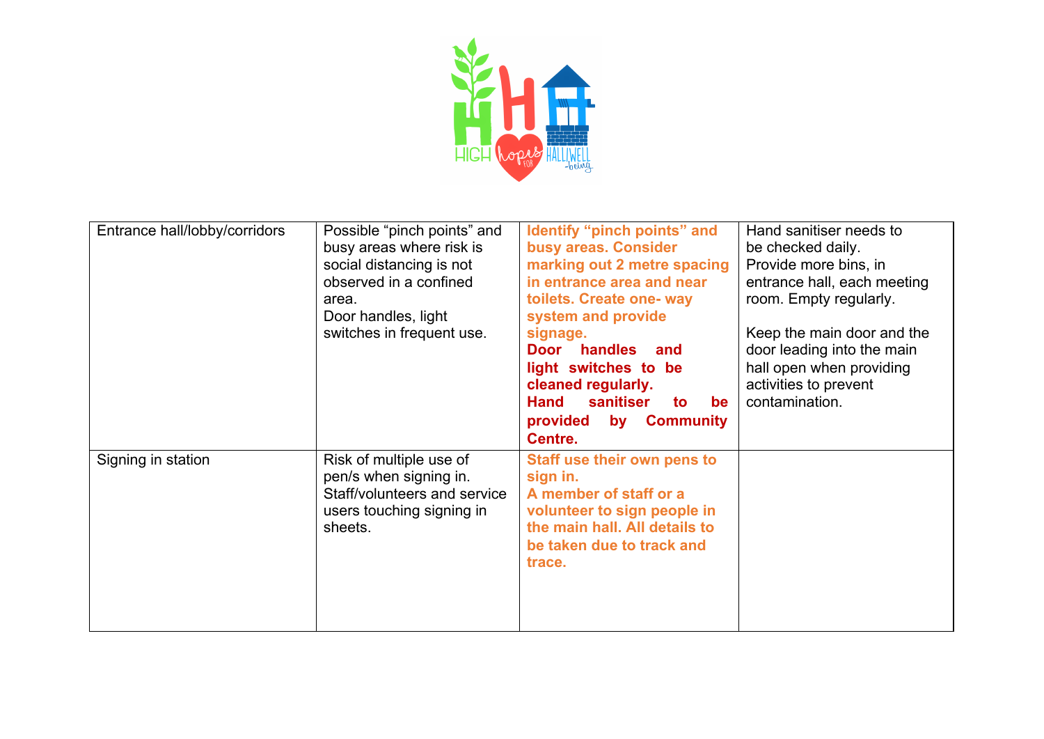| | | | |
|---|---|---|---|
| Entrance hall/lobby/corridors | Possible "pinch points" and busy areas where risk is social distancing is not observed in a confined area.<br>Door handles, light switches in frequent use. | **Identify "pinch points" and busy areas. Consider marking out 2 metre spacing in entrance area and near toilets. Create one- way system and provide signage.**<br>**Door handles and light switches to be cleaned regularly.**<br>**Hand sanitiser to be provided by Community Centre.** | Hand sanitiser needs to be checked daily.<br>Provide more bins, in entrance hall, each meeting room. Empty regularly.<br><br>Keep the main door and the door leading into the main hall open when providing activities to prevent contamination. |
| Signing in station | Risk of multiple use of pen/s when signing in.<br>Staff/volunteers and service users touching signing in sheets. | **Staff use their own pens to sign in.**<br>**A member of staff or a volunteer to sign people in the main hall. All details to be taken due to track and trace.** | |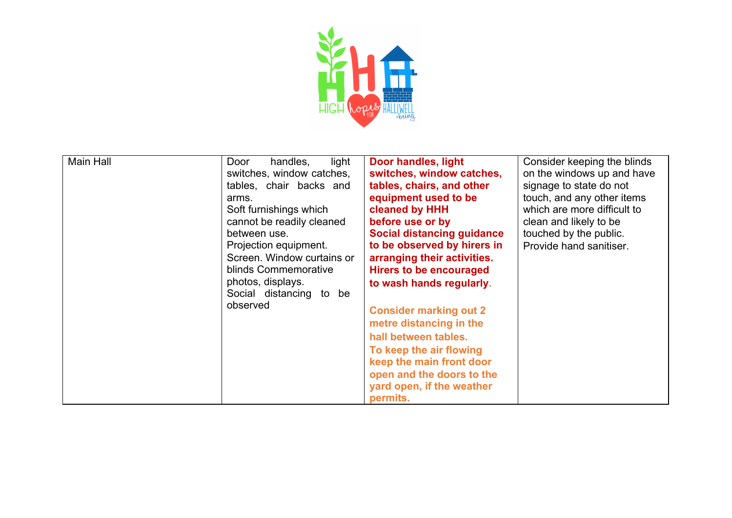| Main Hall | Door handles, light switches, window catches, tables, chair backs and arms.<br>Soft furnishings which cannot be readily cleaned between use.<br>Projection equipment.<br>Screen. Window curtains or blinds Commemorative photos, displays.<br>Social distancing to be observed | **Door handles, light switches, window catches, tables, chairs, and other equipment used to be cleaned by HHH before use or by Social distancing guidance to be observed by hirers in arranging their activities. Hirers to be encouraged to wash hands regularly.**<br><br>**Consider marking out 2 metre distancing in the hall between tables. To keep the air flowing keep the main front door open and the doors to the yard open, if the weather permits.** | Consider keeping the blinds on the windows up and have signage to state do not touch, and any other items which are more difficult to clean and likely to be touched by the public. Provide hand sanitiser. |
|---|---|---|---|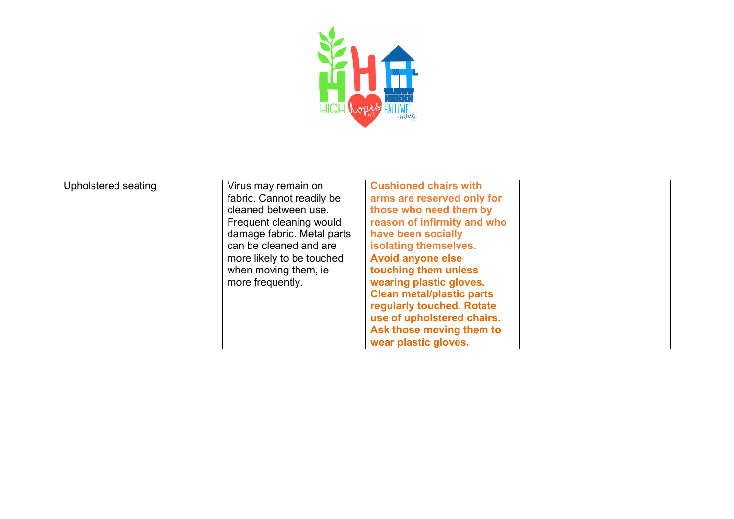| | | | |
|---|---|---|---|
| Upholstered seating | Virus may remain on fabric. Cannot readily be cleaned between use. Frequent cleaning would damage fabric. Metal parts can be cleaned and are more likely to be touched when moving them, ie more frequently. | **Cushioned chairs with arms are reserved only for those who need them by reason of infirmity and who have been socially isolating themselves. Avoid anyone else touching them unless wearing plastic gloves. Clean metal/plastic parts regularly touched. Rotate use of upholstered chairs. Ask those moving them to wear plastic gloves.** | |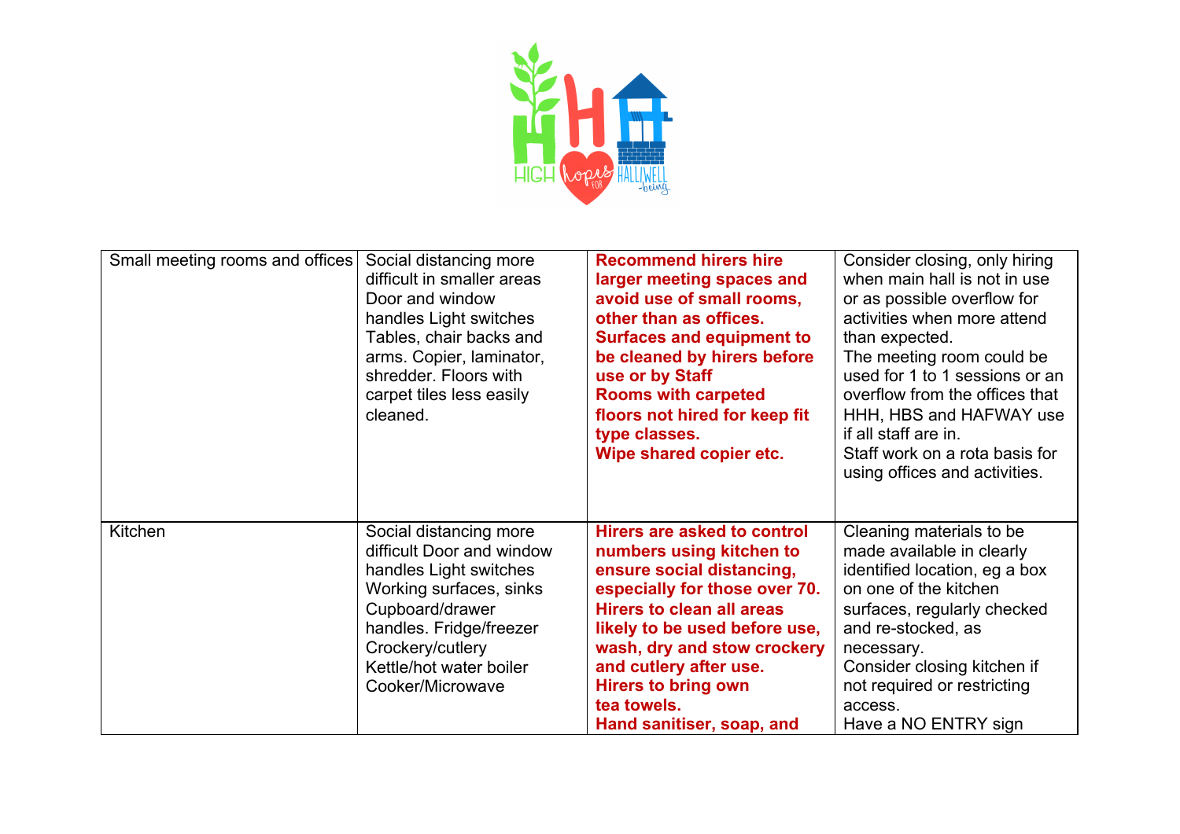| | | | |
|---|---|---|---|
| Small meeting rooms and offices | Social distancing more difficult in smaller areas Door and window handles Light switches Tables, chair backs and arms. Copier, laminator, shredder. Floors with carpet tiles less easily cleaned. | **Recommend hirers hire larger meeting spaces and avoid use of small rooms, other than as offices. Surfaces and equipment to be cleaned by hirers before use or by Staff Rooms with carpeted floors not hired for keep fit type classes. Wipe shared copier etc.** | Consider closing, only hiring when main hall is not in use or as possible overflow for activities when more attend than expected. The meeting room could be used for 1 to 1 sessions or an overflow from the offices that HHH, HBS and HAFWAY use if all staff are in. Staff work on a rota basis for using offices and activities. |
| Kitchen | Social distancing more difficult Door and window handles Light switches Working surfaces, sinks Cupboard/drawer handles. Fridge/freezer Crockery/cutlery Kettle/hot water boiler Cooker/Microwave | **Hirers are asked to control numbers using kitchen to ensure social distancing, especially for those over 70. Hirers to clean all areas likely to be used before use, wash, dry and stow crockery and cutlery after use. Hirers to bring own tea towels. Hand sanitiser, soap, and** | Cleaning materials to be made available in clearly identified location, eg a box on one of the kitchen surfaces, regularly checked and re-stocked, as necessary. Consider closing kitchen if not required or restricting access. Have a NO ENTRY sign |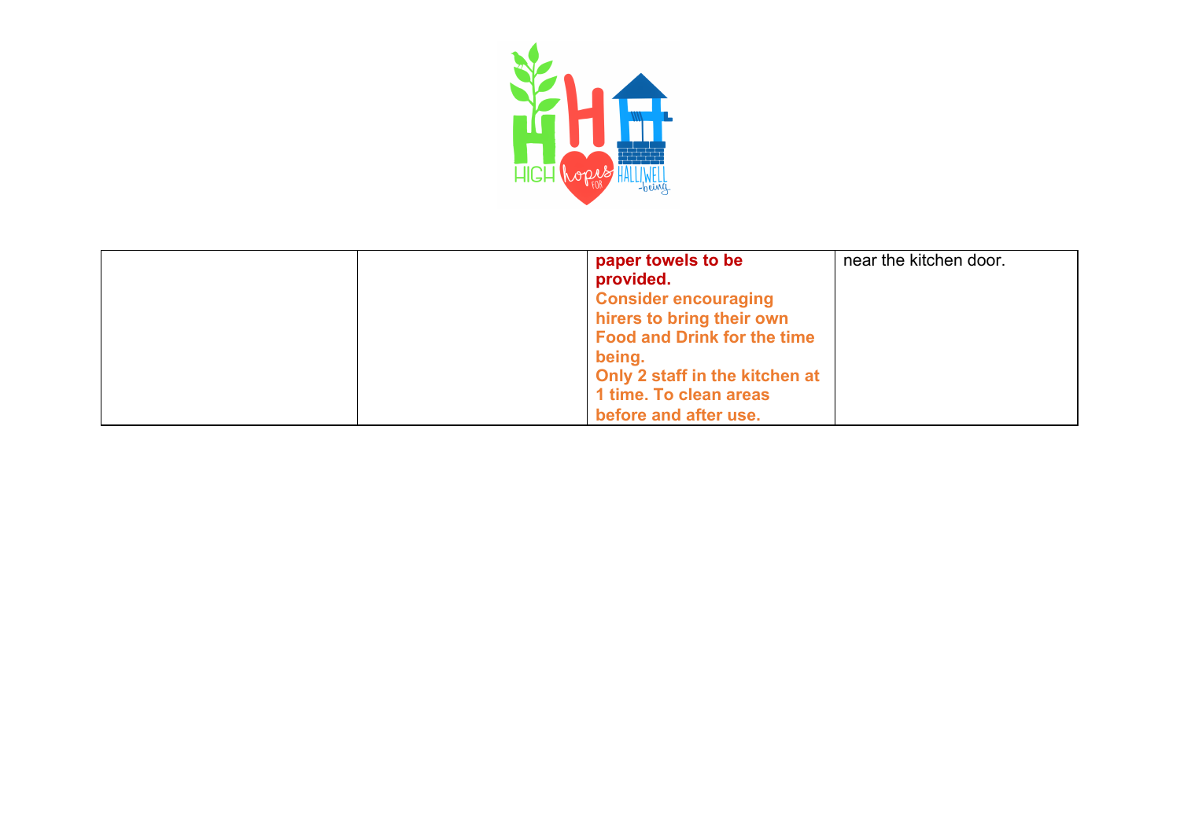| | | **paper towels to be provided.** **Consider encouraging hirers to bring their own Food and Drink for the time being.** **Only 2 staff in the kitchen at 1 time. To clean areas before and after use.** | near the kitchen door. |
|---|---|---|---|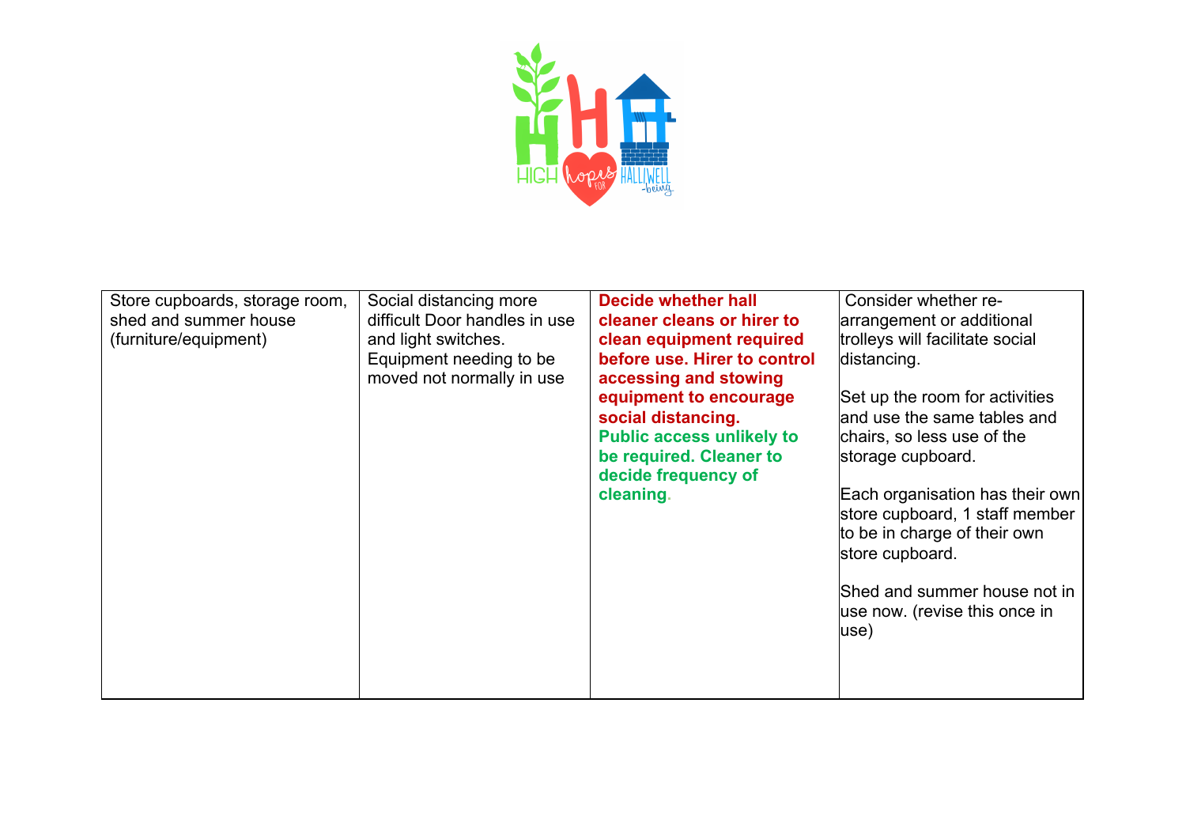| | | | |
|---|---|---|---|
| Store cupboards, storage room, shed and summer house (furniture/equipment) | Social distancing more difficult Door handles in use and light switches. Equipment needing to be moved not normally in use | **Decide whether hall cleaner cleans or hirer to clean equipment required before use. Hirer to control accessing and stowing equipment to encourage social distancing.** **Public access unlikely to be required. Cleaner to decide frequency of cleaning.** | Consider whether re-arrangement or additional trolleys will facilitate social distancing.<br><br>Set up the room for activities and use the same tables and chairs, so less use of the storage cupboard.<br><br>Each organisation has their own store cupboard, 1 staff member to be in charge of their own store cupboard.<br><br>Shed and summer house not in use now. (revise this once in use) |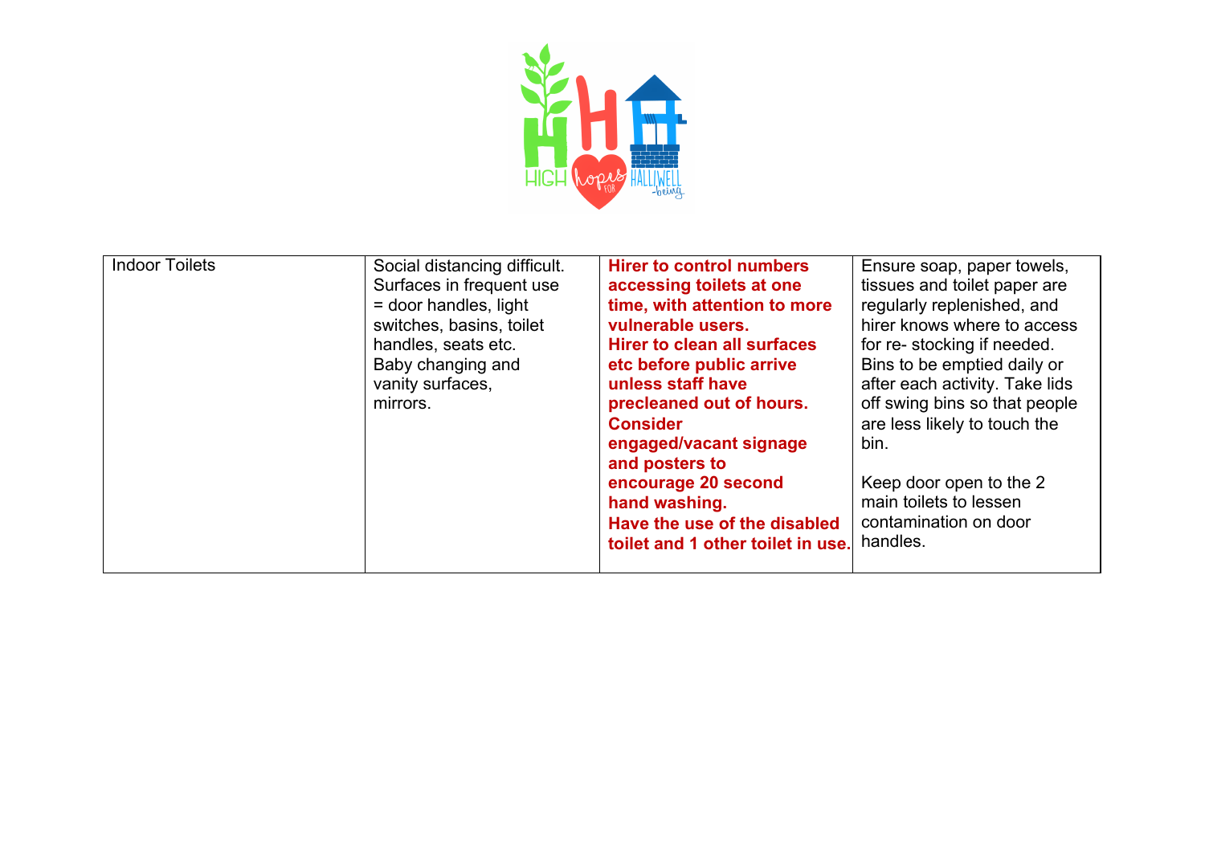| Indoor Toilets | Social distancing difficult. Surfaces in frequent use = door handles, light switches, basins, toilet handles, seats etc. Baby changing and vanity surfaces, mirrors. | **Hirer to control numbers accessing toilets at one time, with attention to more vulnerable users. Hirer to clean all surfaces etc before public arrive unless staff have precleaned out of hours. Consider engaged/vacant signage and posters to encourage 20 second hand washing. Have the use of the disabled toilet and 1 other toilet in use.** | Ensure soap, paper towels, tissues and toilet paper are regularly replenished, and hirer knows where to access for re- stocking if needed. Bins to be emptied daily or after each activity. Take lids off swing bins so that people are less likely to touch the bin.<br><br>Keep door open to the 2 main toilets to lessen contamination on door handles. |
|---|---|---|---|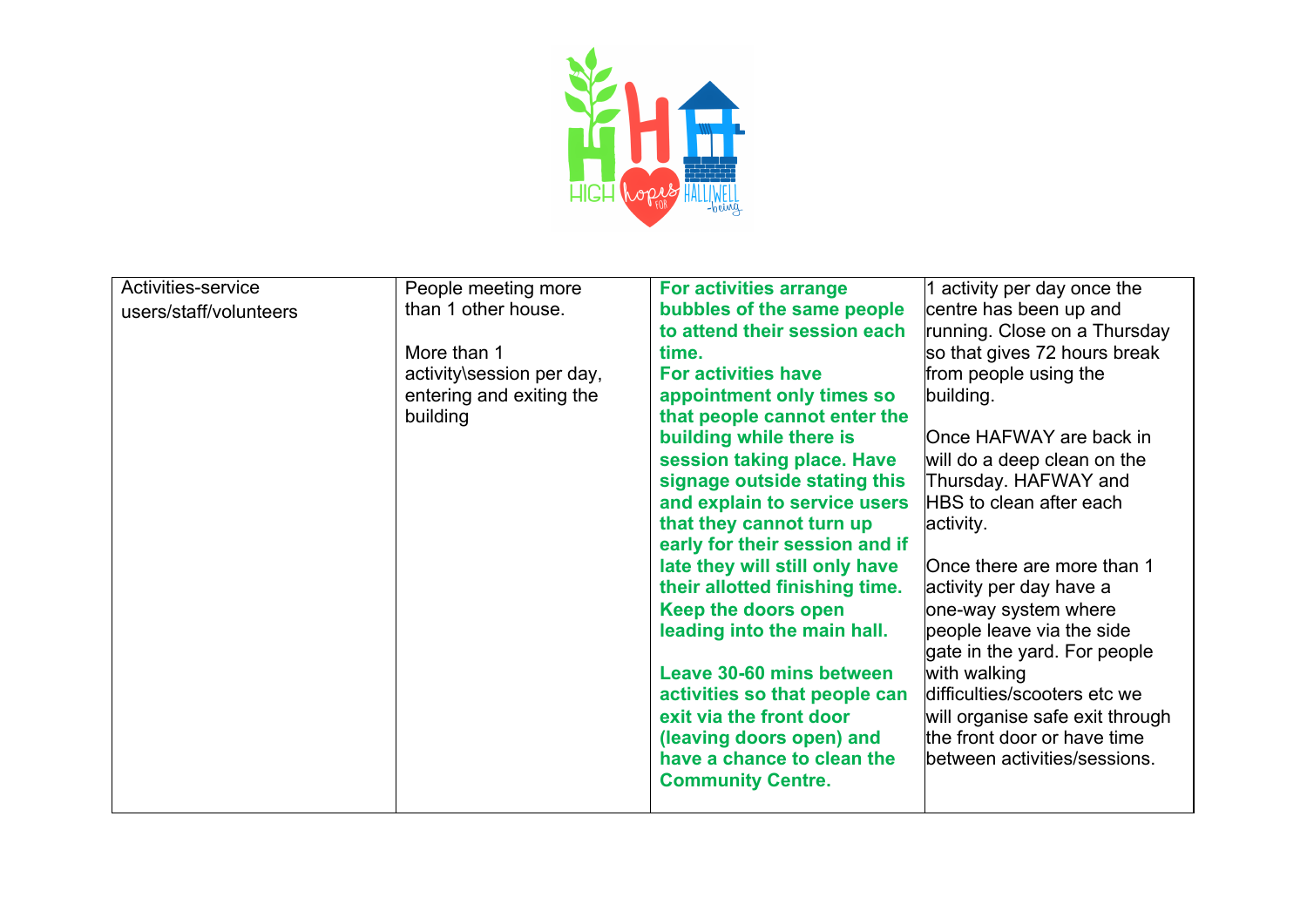| Activities-service users/staff/volunteers | People meeting more than 1 other house.<br><br>More than 1 activity\session per day, entering and exiting the building | **For activities arrange bubbles of the same people to attend their session each time. For activities have appointment only times so that people cannot enter the building while there is session taking place. Have signage outside stating this and explain to service users that they cannot turn up early for their session and if late they will still only have their allotted finishing time. Keep the doors open leading into the main hall.**<br><br>**Leave 30-60 mins between activities so that people can exit via the front door (leaving doors open) and have a chance to clean the Community Centre.** | 1 activity per day once the centre has been up and running. Close on a Thursday so that gives 72 hours break from people using the building.<br><br>Once HAFWAY are back in will do a deep clean on the Thursday. HAFWAY and HBS to clean after each activity.<br><br>Once there are more than 1 activity per day have a one-way system where people leave via the side gate in the yard. For people with walking difficulties/scooters etc we will organise safe exit through the front door or have time between activities/sessions. |
|---|---|---|---|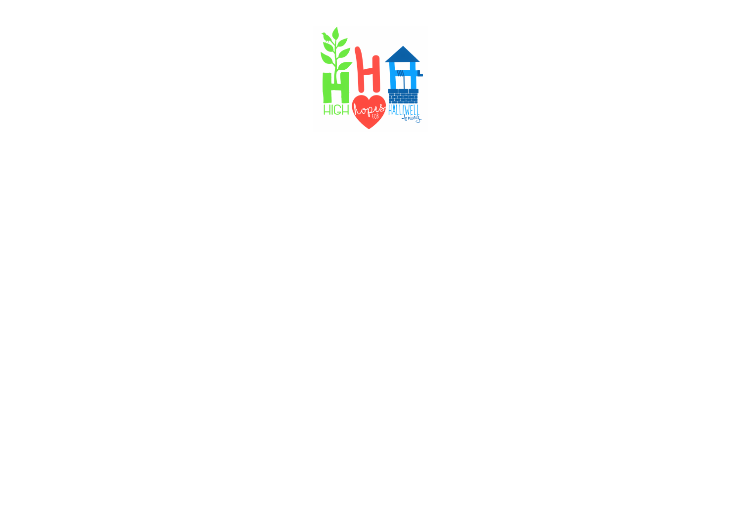HIGH hopes FOR HALLIWELL -being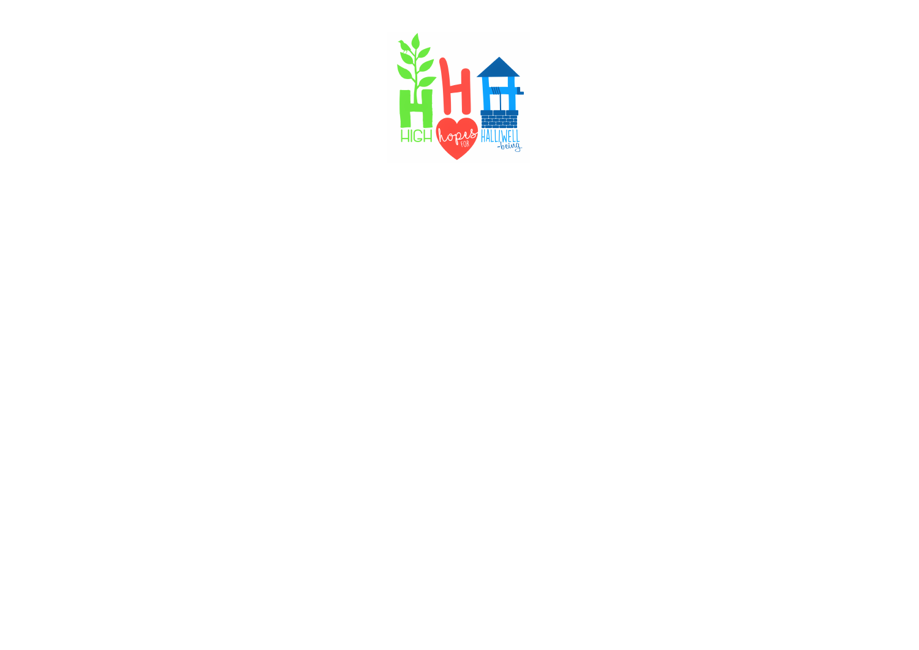HIGH hopes FOR HALLIWELL-being